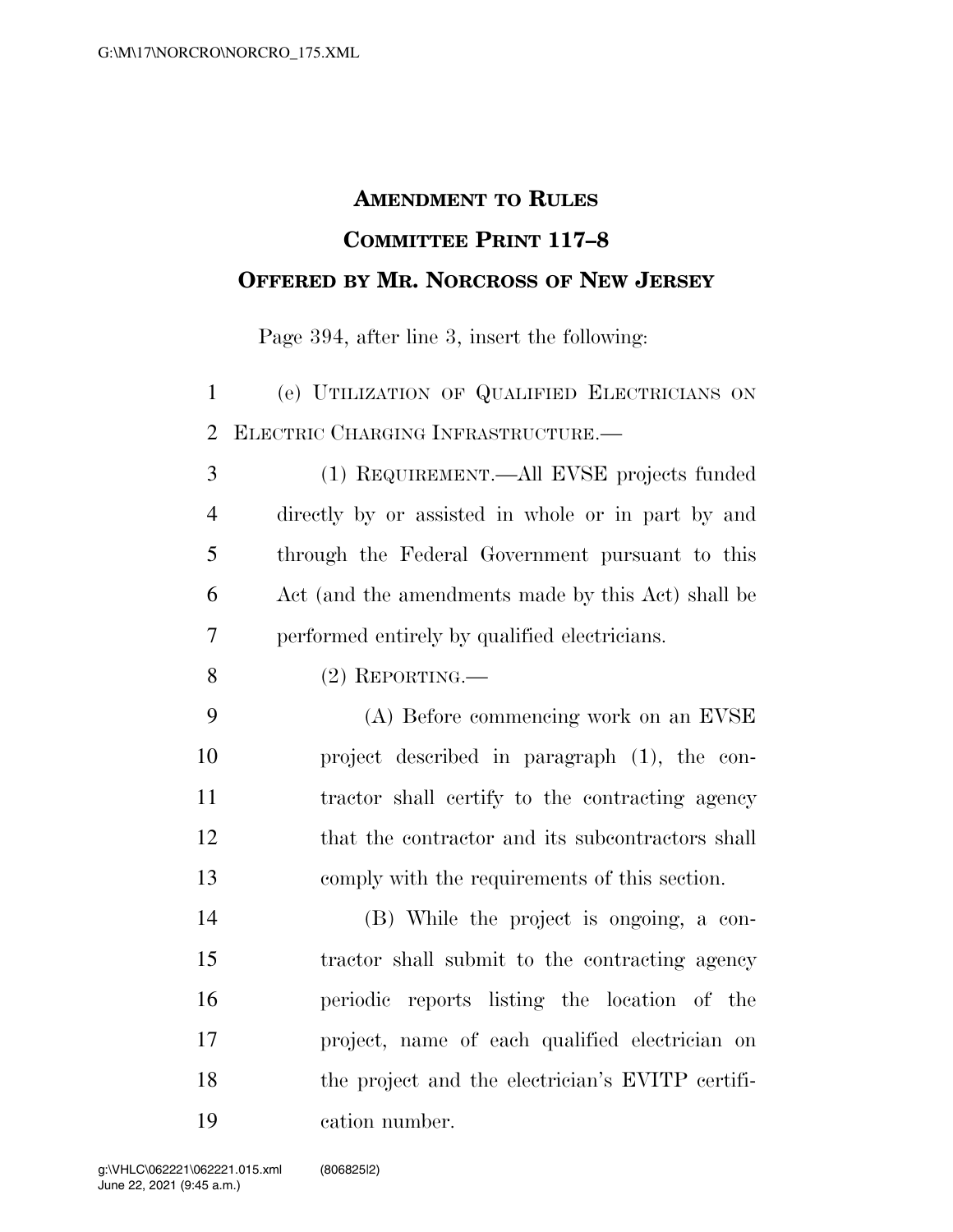# AMENDMENT TO RULES COMMITTEE PRINT 117–8

## OFFERED BY MR. NORCROSS OF NEW JERSEY

Page 394, after line 3, insert the following:

(e) UTILIZATION OF QUALIFIED ELECTRICIANS ON ELECTRIC CHARGING INFRASTRUCTURE.—

(1) REQUIREMENT.—All EVSE projects funded directly by or assisted in whole or in part by and through the Federal Government pursuant to this Act (and the amendments made by this Act) shall be performed entirely by qualified electricians.

(2) REPORTING.—

(A) Before commencing work on an EVSE project described in paragraph (1), the contractor shall certify to the contracting agency that the contractor and its subcontractors shall comply with the requirements of this section.

(B) While the project is ongoing, a contractor shall submit to the contracting agency periodic reports listing the location of the project, name of each qualified electrician on the project and the electrician's EVITP certification number.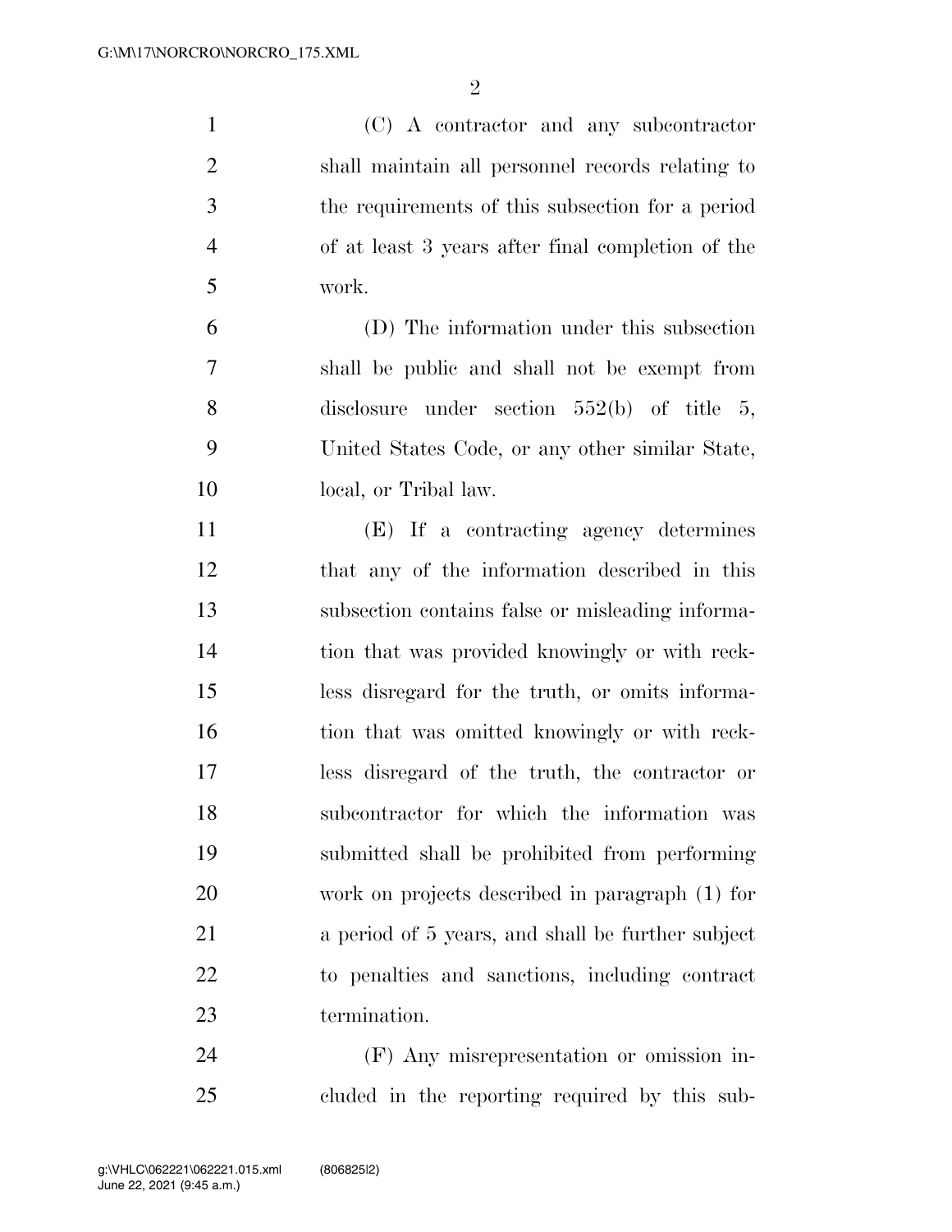(C) A contractor and any subcontractor shall maintain all personnel records relating to the requirements of this subsection for a period of at least 3 years after final completion of the work.

(D) The information under this subsection shall be public and shall not be exempt from disclosure under section 552(b) of title 5, United States Code, or any other similar State, local, or Tribal law.

(E) If a contracting agency determines that any of the information described in this subsection contains false or misleading information that was provided knowingly or with reckless disregard for the truth, or omits information that was omitted knowingly or with reckless disregard of the truth, the contractor or subcontractor for which the information was submitted shall be prohibited from performing work on projects described in paragraph (1) for a period of 5 years, and shall be further subject to penalties and sanctions, including contract termination.

(F) Any misrepresentation or omission included in the reporting required by this sub-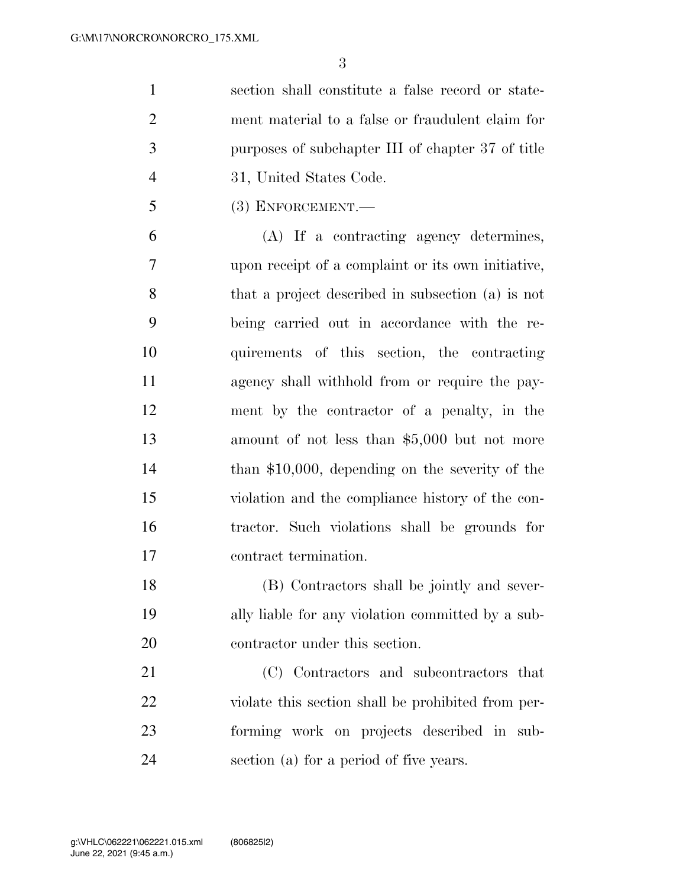section shall constitute a false record or statement material to a false or fraudulent claim for purposes of subchapter III of chapter 37 of title 31, United States Code.

(3) ENFORCEMENT.—

(A) If a contracting agency determines, upon receipt of a complaint or its own initiative, that a project described in subsection (a) is not being carried out in accordance with the requirements of this section, the contracting agency shall withhold from or require the payment by the contractor of a penalty, in the amount of not less than $5,000 but not more than $10,000, depending on the severity of the violation and the compliance history of the contractor. Such violations shall be grounds for contract termination.

(B) Contractors shall be jointly and severally liable for any violation committed by a subcontractor under this section.

(C) Contractors and subcontractors that violate this section shall be prohibited from performing work on projects described in subsection (a) for a period of five years.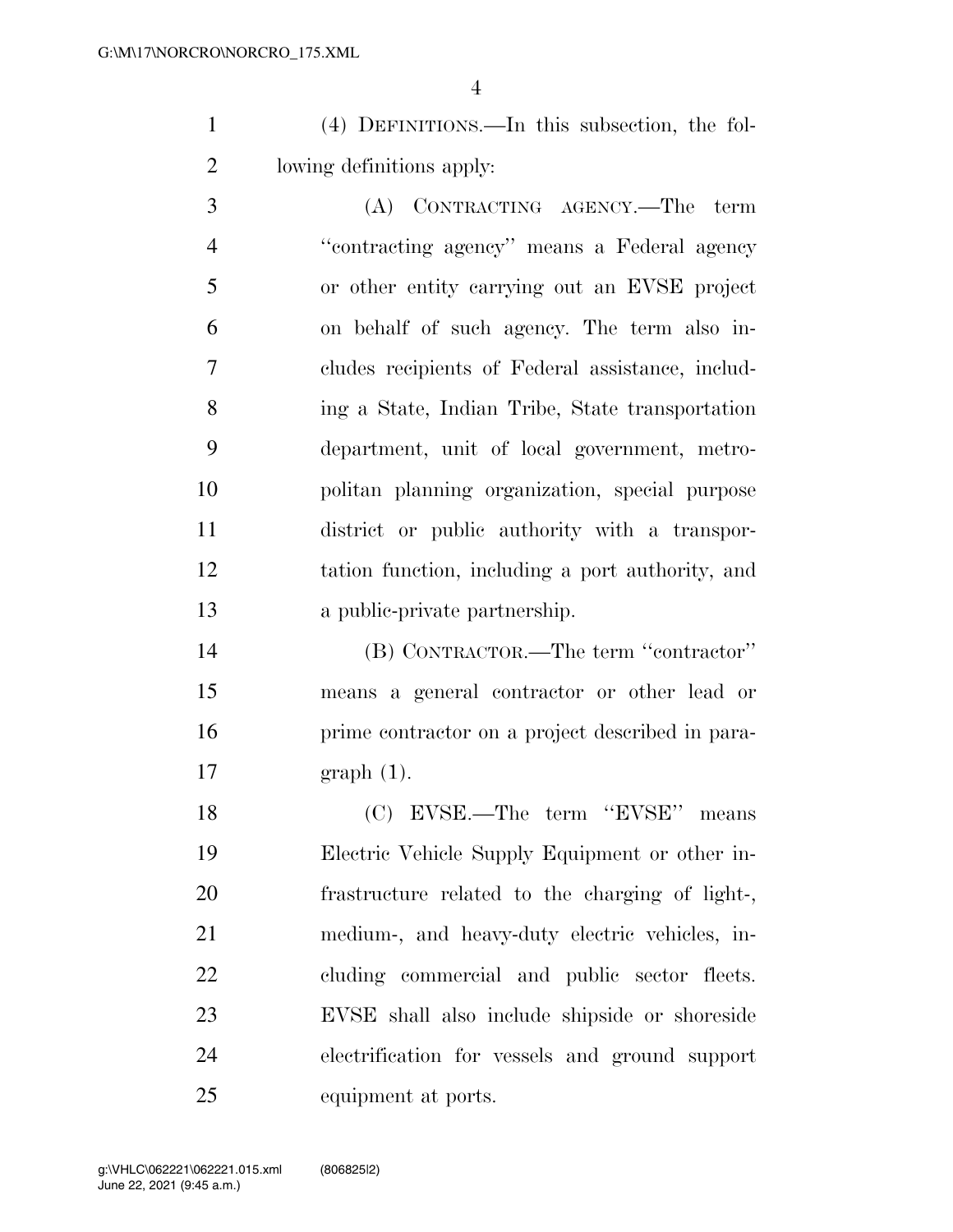(4) DEFINITIONS.—In this subsection, the following definitions apply:

(A) CONTRACTING AGENCY.—The term "contracting agency" means a Federal agency or other entity carrying out an EVSE project on behalf of such agency. The term also includes recipients of Federal assistance, including a State, Indian Tribe, State transportation department, unit of local government, metropolitan planning organization, special purpose district or public authority with a transportation function, including a port authority, and a public-private partnership.

(B) CONTRACTOR.—The term "contractor" means a general contractor or other lead or prime contractor on a project described in paragraph (1).

(C) EVSE.—The term "EVSE" means Electric Vehicle Supply Equipment or other infrastructure related to the charging of light-, medium-, and heavy-duty electric vehicles, including commercial and public sector fleets. EVSE shall also include shipside or shoreside electrification for vessels and ground support equipment at ports.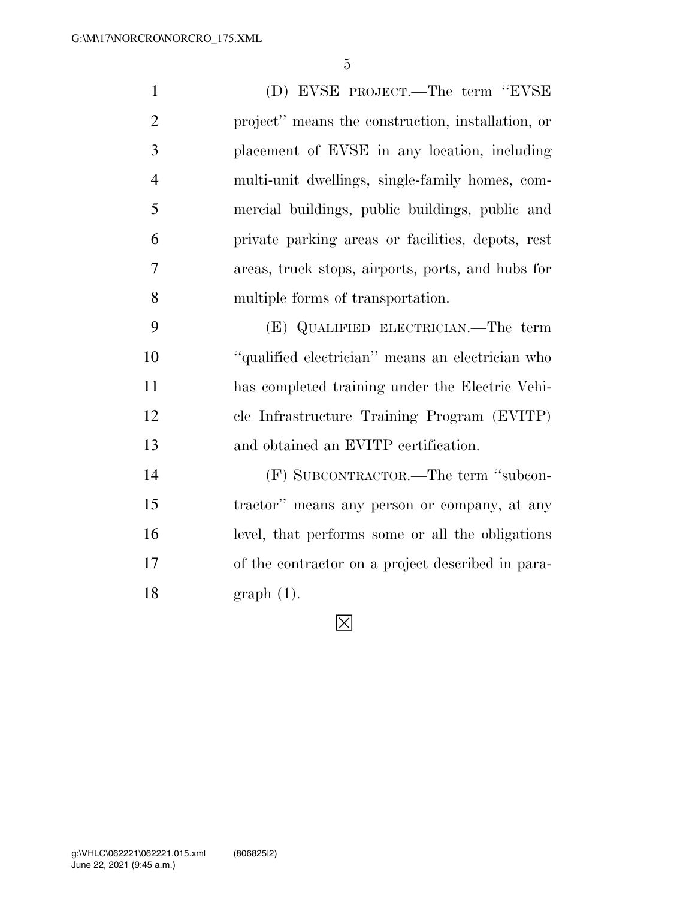(D) EVSE PROJECT.—The term ''EVSE project'' means the construction, installation, or placement of EVSE in any location, including multi-unit dwellings, single-family homes, commercial buildings, public buildings, public and private parking areas or facilities, depots, rest areas, truck stops, airports, ports, and hubs for multiple forms of transportation.

(E) QUALIFIED ELECTRICIAN.—The term ''qualified electrician'' means an electrician who has completed training under the Electric Vehicle Infrastructure Training Program (EVITP) and obtained an EVITP certification.

(F) SUBCONTRACTOR.—The term ''subcontractor'' means any person or company, at any level, that performs some or all the obligations of the contractor on a project described in paragraph (1).